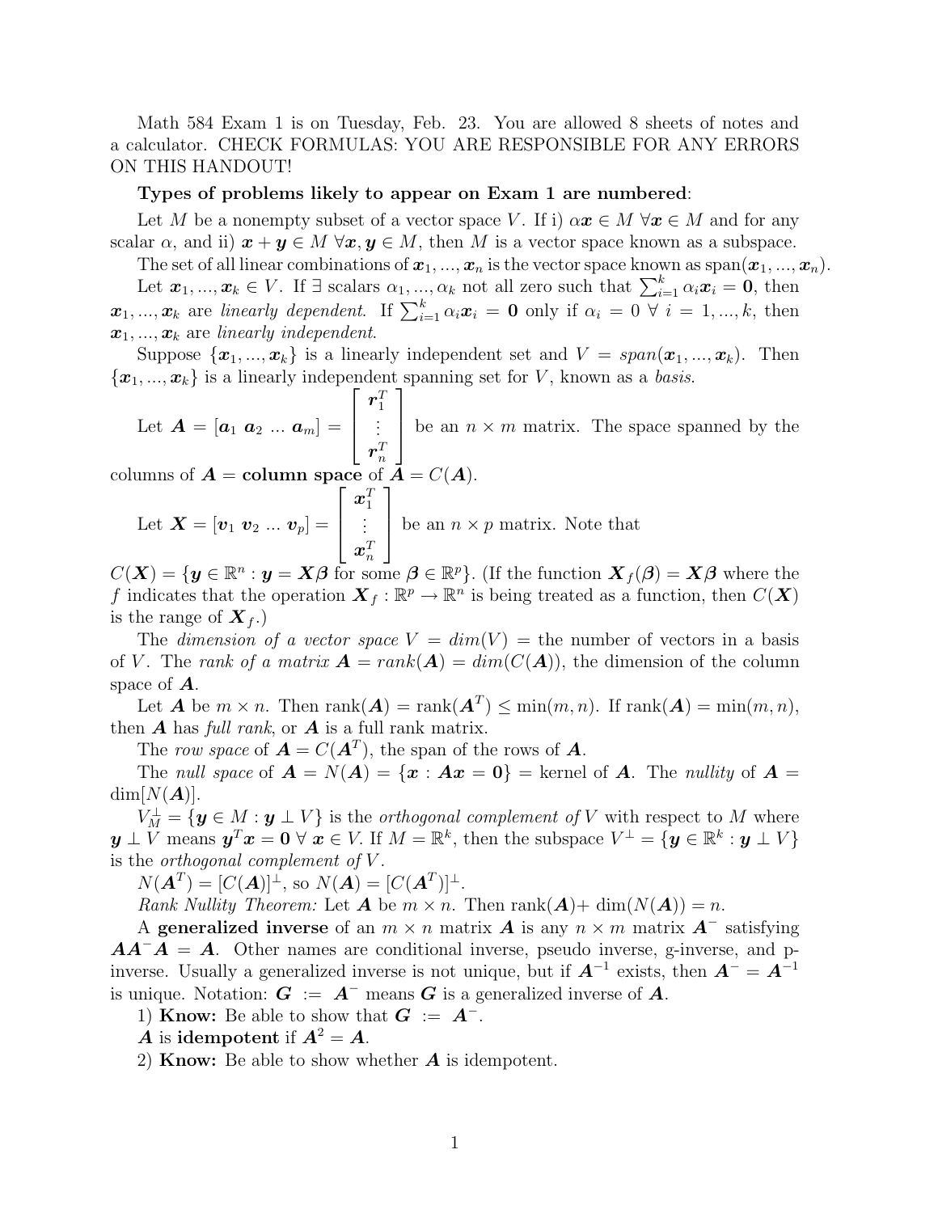Math 584 Exam 1 is on Tuesday, Feb. 23. You are allowed 8 sheets of notes and a calculator. CHECK FORMULAS: YOU ARE RESPONSIBLE FOR ANY ERRORS ON THIS HANDOUT!

**Types of problems likely to appear on Exam 1 are numbered**:

Let $M$ be a nonempty subset of a vector space $V$. If i) $\alpha \boldsymbol{x} \in M \; \forall \boldsymbol{x} \in M$ and for any scalar $\alpha$, and ii) $\boldsymbol{x} + \boldsymbol{y} \in M \; \forall \boldsymbol{x}, \boldsymbol{y} \in M$, then $M$ is a vector space known as a subspace.

The set of all linear combinations of $\boldsymbol{x}_1, ..., \boldsymbol{x}_n$ is the vector space known as span$(\boldsymbol{x}_1, ..., \boldsymbol{x}_n)$.

Let $\boldsymbol{x}_1, ..., \boldsymbol{x}_k \in V$. If $\exists$ scalars $\alpha_1, ..., \alpha_k$ not all zero such that $\sum_{i=1}^k \alpha_i \boldsymbol{x}_i = \boldsymbol{0}$, then $\boldsymbol{x}_1, ..., \boldsymbol{x}_k$ are *linearly dependent*. If $\sum_{i=1}^k \alpha_i \boldsymbol{x}_i = \boldsymbol{0}$ only if $\alpha_i = 0 \; \forall \; i = 1, ..., k$, then $\boldsymbol{x}_1, ..., \boldsymbol{x}_k$ are *linearly independent*.

Suppose $\{\boldsymbol{x}_1, ..., \boldsymbol{x}_k\}$ is a linearly independent set and $V = span(\boldsymbol{x}_1, ..., \boldsymbol{x}_k)$. Then $\{\boldsymbol{x}_1, ..., \boldsymbol{x}_k\}$ is a linearly independent spanning set for $V$, known as a *basis*.

Let $\boldsymbol{A} = [\boldsymbol{a}_1 \; \boldsymbol{a}_2 \; ... \; \boldsymbol{a}_m] = \begin{bmatrix} \boldsymbol{r}_1^T \\ \vdots \\ \boldsymbol{r}_n^T \end{bmatrix}$ be an $n \times m$ matrix. The space spanned by the columns of $\boldsymbol{A}$ = **column space** of $\boldsymbol{A} = C(\boldsymbol{A})$.

Let $\boldsymbol{X} = [\boldsymbol{v}_1 \; \boldsymbol{v}_2 \; ... \; \boldsymbol{v}_p] = \begin{bmatrix} \boldsymbol{x}_1^T \\ \vdots \\ \boldsymbol{x}_n^T \end{bmatrix}$ be an $n \times p$ matrix. Note that $C(\boldsymbol{X}) = \{\boldsymbol{y} \in \mathbb{R}^n : \boldsymbol{y} = \boldsymbol{X}\boldsymbol{\beta}$ for some $\boldsymbol{\beta} \in \mathbb{R}^p\}$. (If the function $\boldsymbol{X}_f(\boldsymbol{\beta}) = \boldsymbol{X}\boldsymbol{\beta}$ where the $f$ indicates that the operation $\boldsymbol{X}_f : \mathbb{R}^p \to \mathbb{R}^n$ is being treated as a function, then $C(\boldsymbol{X})$ is the range of $\boldsymbol{X}_f$.)

The *dimension of a vector space* $V = dim(V)$ = the number of vectors in a basis of $V$. The *rank of a matrix* $\boldsymbol{A} = rank(\boldsymbol{A}) = dim(C(\boldsymbol{A}))$, the dimension of the column space of $\boldsymbol{A}$.

Let $\boldsymbol{A}$ be $m \times n$. Then rank$(\boldsymbol{A})$ = rank$(\boldsymbol{A}^T) \leq \min(m, n)$. If rank$(\boldsymbol{A}) = \min(m, n)$, then $\boldsymbol{A}$ has *full rank*, or $\boldsymbol{A}$ is a full rank matrix.

The *row space* of $\boldsymbol{A} = C(\boldsymbol{A}^T)$, the span of the rows of $\boldsymbol{A}$.

The *null space* of $\boldsymbol{A} = N(\boldsymbol{A}) = \{\boldsymbol{x} : \boldsymbol{A}\boldsymbol{x} = \boldsymbol{0}\}$ = kernel of $\boldsymbol{A}$. The *nullity* of $\boldsymbol{A}$ = dim$[N(\boldsymbol{A})]$.

$V_M^{\perp} = \{\boldsymbol{y} \in M : \boldsymbol{y} \perp V\}$ is the *orthogonal complement of* $V$ with respect to $M$ where $\boldsymbol{y} \perp V$ means $\boldsymbol{y}^T\boldsymbol{x} = \boldsymbol{0} \; \forall \; \boldsymbol{x} \in V$. If $M = \mathbb{R}^k$, then the subspace $V^{\perp} = \{\boldsymbol{y} \in \mathbb{R}^k : \boldsymbol{y} \perp V\}$ is the *orthogonal complement of* $V$.

$N(\boldsymbol{A}^T) = [C(\boldsymbol{A})]^{\perp}$, so $N(\boldsymbol{A}) = [C(\boldsymbol{A}^T)]^{\perp}$.

*Rank Nullity Theorem:* Let $\boldsymbol{A}$ be $m \times n$. Then rank$(\boldsymbol{A})$+ dim$(N(\boldsymbol{A})) = n$.

A **generalized inverse** of an $m \times n$ matrix $\boldsymbol{A}$ is any $n \times m$ matrix $\boldsymbol{A}^-$ satisfying $\boldsymbol{A}\boldsymbol{A}^-\boldsymbol{A} = \boldsymbol{A}$. Other names are conditional inverse, pseudo inverse, g-inverse, and p-inverse. Usually a generalized inverse is not unique, but if $\boldsymbol{A}^{-1}$ exists, then $\boldsymbol{A}^- = \boldsymbol{A}^{-1}$ is unique. Notation: $\boldsymbol{G} := \boldsymbol{A}^-$ means $\boldsymbol{G}$ is a generalized inverse of $\boldsymbol{A}$.

1) **Know:** Be able to show that $\boldsymbol{G} := \boldsymbol{A}^-$.

$\boldsymbol{A}$ is **idempotent** if $\boldsymbol{A}^2 = \boldsymbol{A}$.

2) **Know:** Be able to show whether $\boldsymbol{A}$ is idempotent.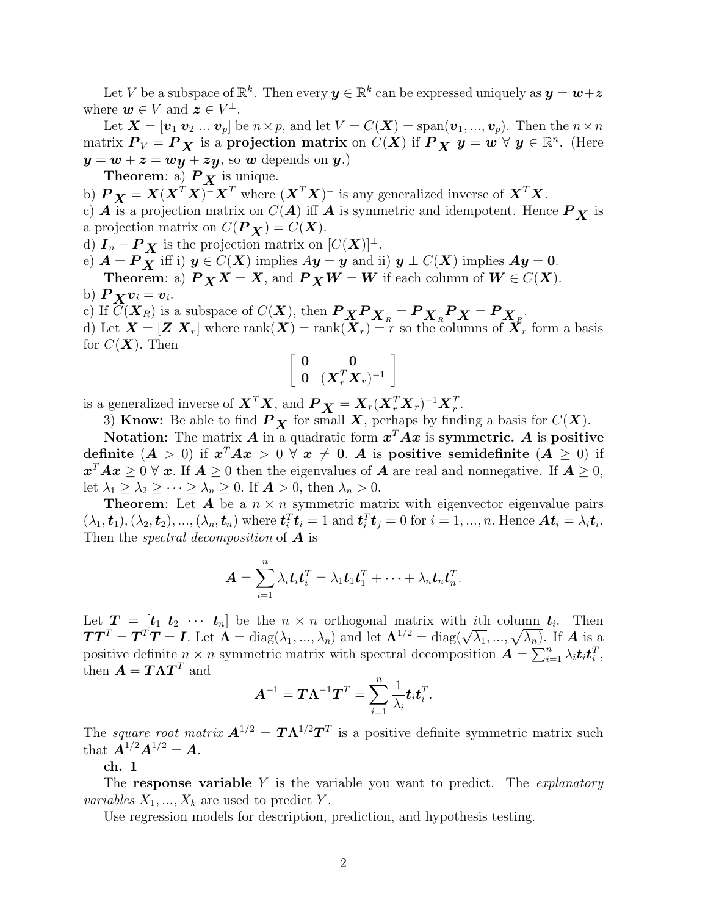Let $V$ be a subspace of $\mathbb{R}^k$. Then every $\boldsymbol{y} \in \mathbb{R}^k$ can be expressed uniquely as $\boldsymbol{y} = \boldsymbol{w} + \boldsymbol{z}$ where $\boldsymbol{w} \in V$ and $\boldsymbol{z} \in V^{\perp}$.

Let $\boldsymbol{X} = [\boldsymbol{v}_1 \ \boldsymbol{v}_2 \ ... \ \boldsymbol{v}_p]$ be $n \times p$, and let $V = C(\boldsymbol{X}) = \text{span}(\boldsymbol{v}_1, ..., \boldsymbol{v}_p)$. Then the $n \times n$ matrix $\boldsymbol{P}_V = \boldsymbol{P}_{\boldsymbol{X}}$ is a **projection matrix** on $C(\boldsymbol{X})$ if $\boldsymbol{P}_{\boldsymbol{X}} \ \boldsymbol{y} = \boldsymbol{w} \ \forall \ \boldsymbol{y} \in \mathbb{R}^n$. (Here $\boldsymbol{y} = \boldsymbol{w} + \boldsymbol{z} = \boldsymbol{w}_{\boldsymbol{y}} + \boldsymbol{z}_{\boldsymbol{y}}$, so $\boldsymbol{w}$ depends on $\boldsymbol{y}$.)

**Theorem**: a) $\boldsymbol{P}_{\boldsymbol{X}}$ is unique.
b) $\boldsymbol{P}_{\boldsymbol{X}} = \boldsymbol{X}(\boldsymbol{X}^T\boldsymbol{X})^{-}\boldsymbol{X}^T$ where $(\boldsymbol{X}^T\boldsymbol{X})^{-}$ is any generalized inverse of $\boldsymbol{X}^T\boldsymbol{X}$.
c) $\boldsymbol{A}$ is a projection matrix on $C(\boldsymbol{A})$ iff $\boldsymbol{A}$ is symmetric and idempotent. Hence $\boldsymbol{P}_{\boldsymbol{X}}$ is a projection matrix on $C(\boldsymbol{P}_{\boldsymbol{X}}) = C(\boldsymbol{X})$.
d) $\boldsymbol{I}_n - \boldsymbol{P}_{\boldsymbol{X}}$ is the projection matrix on $[C(\boldsymbol{X})]^{\perp}$.
e) $\boldsymbol{A} = \boldsymbol{P}_{\boldsymbol{X}}$ iff i) $\boldsymbol{y} \in C(\boldsymbol{X})$ implies $A\boldsymbol{y} = \boldsymbol{y}$ and ii) $\boldsymbol{y} \perp C(\boldsymbol{X})$ implies $\boldsymbol{A}\boldsymbol{y} = \boldsymbol{0}$.

**Theorem**: a) $\boldsymbol{P}_{\boldsymbol{X}}\boldsymbol{X} = \boldsymbol{X}$, and $\boldsymbol{P}_{\boldsymbol{X}}\boldsymbol{W} = \boldsymbol{W}$ if each column of $\boldsymbol{W} \in C(\boldsymbol{X})$.
b) $\boldsymbol{P}_{\boldsymbol{X}}\boldsymbol{v}_i = \boldsymbol{v}_i$.
c) If $C(\boldsymbol{X}_R)$ is a subspace of $C(\boldsymbol{X})$, then $\boldsymbol{P}_{\boldsymbol{X}}\boldsymbol{P}_{\boldsymbol{X}_R} = \boldsymbol{P}_{\boldsymbol{X}_R}\boldsymbol{P}_{\boldsymbol{X}} = \boldsymbol{P}_{\boldsymbol{X}_R}$.
d) Let $\boldsymbol{X} = [\boldsymbol{Z} \ \boldsymbol{X}_r]$ where $\text{rank}(\boldsymbol{X}) = \text{rank}(\boldsymbol{X}_r) = r$ so the columns of $\boldsymbol{X}_r$ form a basis for $C(\boldsymbol{X})$. Then

$$\begin{bmatrix} \boldsymbol{0} & \boldsymbol{0} \\ \boldsymbol{0} & (\boldsymbol{X}_r^T\boldsymbol{X}_r)^{-1} \end{bmatrix}$$

is a generalized inverse of $\boldsymbol{X}^T\boldsymbol{X}$, and $\boldsymbol{P}_{\boldsymbol{X}} = \boldsymbol{X}_r(\boldsymbol{X}_r^T\boldsymbol{X}_r)^{-1}\boldsymbol{X}_r^T$.

3) **Know:** Be able to find $\boldsymbol{P}_{\boldsymbol{X}}$ for small $\boldsymbol{X}$, perhaps by finding a basis for $C(\boldsymbol{X})$.

**Notation:** The matrix $\boldsymbol{A}$ in a quadratic form $\boldsymbol{x}^T\boldsymbol{A}\boldsymbol{x}$ is **symmetric.** $\boldsymbol{A}$ is **positive definite** ($\boldsymbol{A} > 0$) if $\boldsymbol{x}^T\boldsymbol{A}\boldsymbol{x} > 0 \ \forall \ \boldsymbol{x} \neq \boldsymbol{0}$. $\boldsymbol{A}$ is **positive semidefinite** ($\boldsymbol{A} \geq 0$) if $\boldsymbol{x}^T\boldsymbol{A}\boldsymbol{x} \geq 0 \ \forall \ \boldsymbol{x}$. If $\boldsymbol{A} \geq 0$ then the eigenvalues of $\boldsymbol{A}$ are real and nonnegative. If $\boldsymbol{A} \geq 0$, let $\lambda_1 \geq \lambda_2 \geq \cdots \geq \lambda_n \geq 0$. If $\boldsymbol{A} > 0$, then $\lambda_n > 0$.

**Theorem**: Let $\boldsymbol{A}$ be a $n \times n$ symmetric matrix with eigenvector eigenvalue pairs $(\lambda_1, \boldsymbol{t}_1), (\lambda_2, \boldsymbol{t}_2), ..., (\lambda_n, \boldsymbol{t}_n)$ where $\boldsymbol{t}_i^T\boldsymbol{t}_i = 1$ and $\boldsymbol{t}_i^T\boldsymbol{t}_j = 0$ for $i = 1, ..., n$. Hence $\boldsymbol{A}\boldsymbol{t}_i = \lambda_i\boldsymbol{t}_i$. Then the *spectral decomposition* of $\boldsymbol{A}$ is

$$\boldsymbol{A} = \sum_{i=1}^{n} \lambda_i \boldsymbol{t}_i \boldsymbol{t}_i^T = \lambda_1 \boldsymbol{t}_1 \boldsymbol{t}_1^T + \cdots + \lambda_n \boldsymbol{t}_n \boldsymbol{t}_n^T.$$

Let $\boldsymbol{T} = [\boldsymbol{t}_1 \ \boldsymbol{t}_2 \ \cdots \ \boldsymbol{t}_n]$ be the $n \times n$ orthogonal matrix with $i$th column $\boldsymbol{t}_i$. Then $\boldsymbol{T}\boldsymbol{T}^T = \boldsymbol{T}^T\boldsymbol{T} = \boldsymbol{I}$. Let $\boldsymbol{\Lambda} = \text{diag}(\lambda_1, ..., \lambda_n)$ and let $\boldsymbol{\Lambda}^{1/2} = \text{diag}(\sqrt{\lambda_1}, ..., \sqrt{\lambda_n})$. If $\boldsymbol{A}$ is a positive definite $n \times n$ symmetric matrix with spectral decomposition $\boldsymbol{A} = \sum_{i=1}^n \lambda_i \boldsymbol{t}_i \boldsymbol{t}_i^T$, then $\boldsymbol{A} = \boldsymbol{T}\boldsymbol{\Lambda}\boldsymbol{T}^T$ and

$$\boldsymbol{A}^{-1} = \boldsymbol{T}\boldsymbol{\Lambda}^{-1}\boldsymbol{T}^T = \sum_{i=1}^{n} \frac{1}{\lambda_i} \boldsymbol{t}_i \boldsymbol{t}_i^T.$$

The *square root matrix* $\boldsymbol{A}^{1/2} = \boldsymbol{T}\boldsymbol{\Lambda}^{1/2}\boldsymbol{T}^T$ is a positive definite symmetric matrix such that $\boldsymbol{A}^{1/2}\boldsymbol{A}^{1/2} = \boldsymbol{A}$.

**ch. 1**

The **response variable** $Y$ is the variable you want to predict. The *explanatory variables* $X_1, ..., X_k$ are used to predict $Y$.

Use regression models for description, prediction, and hypothesis testing.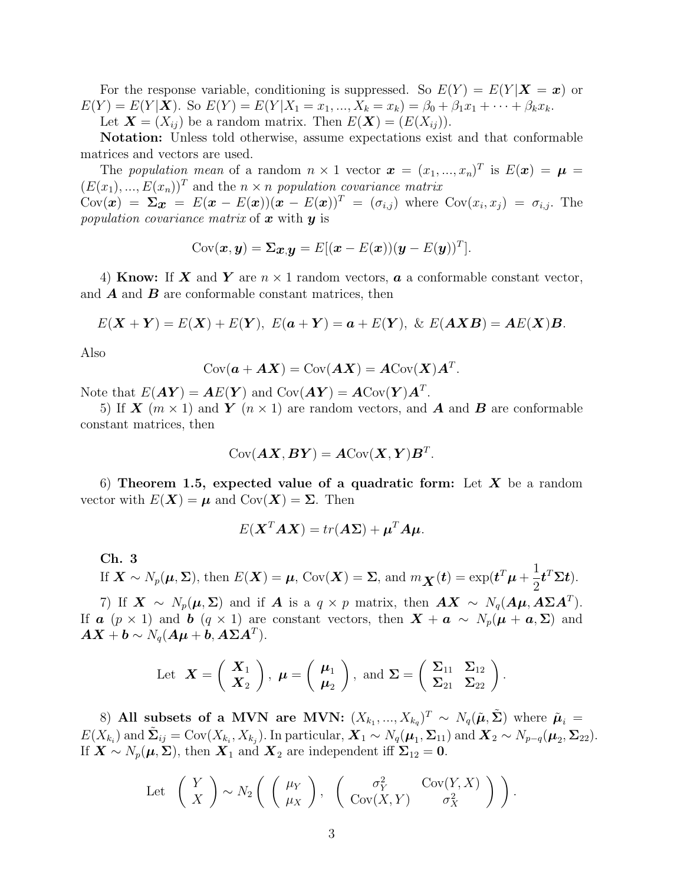For the response variable, conditioning is suppressed. So $E(Y) = E(Y|\boldsymbol{X} = \boldsymbol{x})$ or $E(Y) = E(Y|\boldsymbol{X})$. So $E(Y) = E(Y|X_1 = x_1, ..., X_k = x_k) = \beta_0 + \beta_1 x_1 + \cdots + \beta_k x_k$.

Let $\boldsymbol{X} = (X_{ij})$ be a random matrix. Then $E(\boldsymbol{X}) = (E(X_{ij}))$.

**Notation:** Unless told otherwise, assume expectations exist and that conformable matrices and vectors are used.

The *population mean* of a random $n \times 1$ vector $\boldsymbol{x} = (x_1, ..., x_n)^T$ is $E(\boldsymbol{x}) = \boldsymbol{\mu} = (E(x_1), ..., E(x_n))^T$ and the $n \times n$ *population covariance matrix*
$\text{Cov}(\boldsymbol{x}) = \boldsymbol{\Sigma}_{\boldsymbol{x}} = E(\boldsymbol{x} - E(\boldsymbol{x}))(\boldsymbol{x} - E(\boldsymbol{x}))^T = (\sigma_{i,j})$ where $\text{Cov}(x_i, x_j) = \sigma_{i,j}$. The *population covariance matrix* of $\boldsymbol{x}$ with $\boldsymbol{y}$ is

$$\text{Cov}(\boldsymbol{x}, \boldsymbol{y}) = \boldsymbol{\Sigma}_{\boldsymbol{x},\boldsymbol{y}} = E[(\boldsymbol{x} - E(\boldsymbol{x}))(\boldsymbol{y} - E(\boldsymbol{y}))^T].$$

4) **Know:** If $\boldsymbol{X}$ and $\boldsymbol{Y}$ are $n \times 1$ random vectors, $\boldsymbol{a}$ a conformable constant vector, and $\boldsymbol{A}$ and $\boldsymbol{B}$ are conformable constant matrices, then

$$E(\boldsymbol{X} + \boldsymbol{Y}) = E(\boldsymbol{X}) + E(\boldsymbol{Y}), \ E(\boldsymbol{a} + \boldsymbol{Y}) = \boldsymbol{a} + E(\boldsymbol{Y}), \ \& \ E(\boldsymbol{AXB}) = \boldsymbol{A}E(\boldsymbol{X})\boldsymbol{B}.$$

Also

$$\text{Cov}(\boldsymbol{a} + \boldsymbol{AX}) = \text{Cov}(\boldsymbol{AX}) = \boldsymbol{A}\text{Cov}(\boldsymbol{X})\boldsymbol{A}^T.$$

Note that $E(\boldsymbol{AY}) = \boldsymbol{A}E(\boldsymbol{Y})$ and $\text{Cov}(\boldsymbol{AY}) = \boldsymbol{A}\text{Cov}(\boldsymbol{Y})\boldsymbol{A}^T$.

5) If $\boldsymbol{X}$ $(m \times 1)$ and $\boldsymbol{Y}$ $(n \times 1)$ are random vectors, and $\boldsymbol{A}$ and $\boldsymbol{B}$ are conformable constant matrices, then

$$\text{Cov}(\boldsymbol{AX}, \boldsymbol{BY}) = \boldsymbol{A}\text{Cov}(\boldsymbol{X}, \boldsymbol{Y})\boldsymbol{B}^T.$$

6) **Theorem 1.5, expected value of a quadratic form:** Let $\boldsymbol{X}$ be a random vector with $E(\boldsymbol{X}) = \boldsymbol{\mu}$ and $\text{Cov}(\boldsymbol{X}) = \boldsymbol{\Sigma}$. Then

$$E(\boldsymbol{X}^T \boldsymbol{A} \boldsymbol{X}) = tr(\boldsymbol{A\Sigma}) + \boldsymbol{\mu}^T \boldsymbol{A} \boldsymbol{\mu}.$$

**Ch. 3**

If $\boldsymbol{X} \sim N_p(\boldsymbol{\mu}, \boldsymbol{\Sigma})$, then $E(\boldsymbol{X}) = \boldsymbol{\mu}$, $\text{Cov}(\boldsymbol{X}) = \boldsymbol{\Sigma}$, and $m_{\boldsymbol{X}}(\boldsymbol{t}) = \exp(\boldsymbol{t}^T\boldsymbol{\mu} + \frac{1}{2}\boldsymbol{t}^T\boldsymbol{\Sigma}\boldsymbol{t})$.

7) If $\boldsymbol{X} \sim N_p(\boldsymbol{\mu}, \boldsymbol{\Sigma})$ and if $\boldsymbol{A}$ is a $q \times p$ matrix, then $\boldsymbol{AX} \sim N_q(\boldsymbol{A\mu}, \boldsymbol{A\Sigma A}^T)$. If $\boldsymbol{a}$ $(p \times 1)$ and $\boldsymbol{b}$ $(q \times 1)$ are constant vectors, then $\boldsymbol{X} + \boldsymbol{a} \sim N_p(\boldsymbol{\mu} + \boldsymbol{a}, \boldsymbol{\Sigma})$ and $\boldsymbol{AX} + \boldsymbol{b} \sim N_q(\boldsymbol{A\mu} + \boldsymbol{b}, \boldsymbol{A\Sigma A}^T)$.

$$\text{Let} \ \ \boldsymbol{X} = \begin{pmatrix} \boldsymbol{X}_1 \\ \boldsymbol{X}_2 \end{pmatrix}, \ \boldsymbol{\mu} = \begin{pmatrix} \boldsymbol{\mu}_1 \\ \boldsymbol{\mu}_2 \end{pmatrix}, \ \text{and} \ \boldsymbol{\Sigma} = \begin{pmatrix} \boldsymbol{\Sigma}_{11} & \boldsymbol{\Sigma}_{12} \\ \boldsymbol{\Sigma}_{21} & \boldsymbol{\Sigma}_{22} \end{pmatrix}.$$

8) **All subsets of a MVN are MVN:** $(X_{k_1}, ..., X_{k_q})^T \sim N_q(\tilde{\boldsymbol{\mu}}, \tilde{\boldsymbol{\Sigma}})$ where $\tilde{\boldsymbol{\mu}}_i = E(X_{k_i})$ and $\tilde{\boldsymbol{\Sigma}}_{ij} = \text{Cov}(X_{k_i}, X_{k_j})$. In particular, $\boldsymbol{X}_1 \sim N_q(\boldsymbol{\mu}_1, \boldsymbol{\Sigma}_{11})$ and $\boldsymbol{X}_2 \sim N_{p-q}(\boldsymbol{\mu}_2, \boldsymbol{\Sigma}_{22})$. If $\boldsymbol{X} \sim N_p(\boldsymbol{\mu}, \boldsymbol{\Sigma})$, then $\boldsymbol{X}_1$ and $\boldsymbol{X}_2$ are independent iff $\boldsymbol{\Sigma}_{12} = \boldsymbol{0}$.

$$\text{Let} \ \begin{pmatrix} Y \\ X \end{pmatrix} \sim N_2\left( \begin{pmatrix} \mu_Y \\ \mu_X \end{pmatrix}, \ \begin{pmatrix} \sigma_Y^2 & \text{Cov}(Y, X) \\ \text{Cov}(X, Y) & \sigma_X^2 \end{pmatrix} \right).$$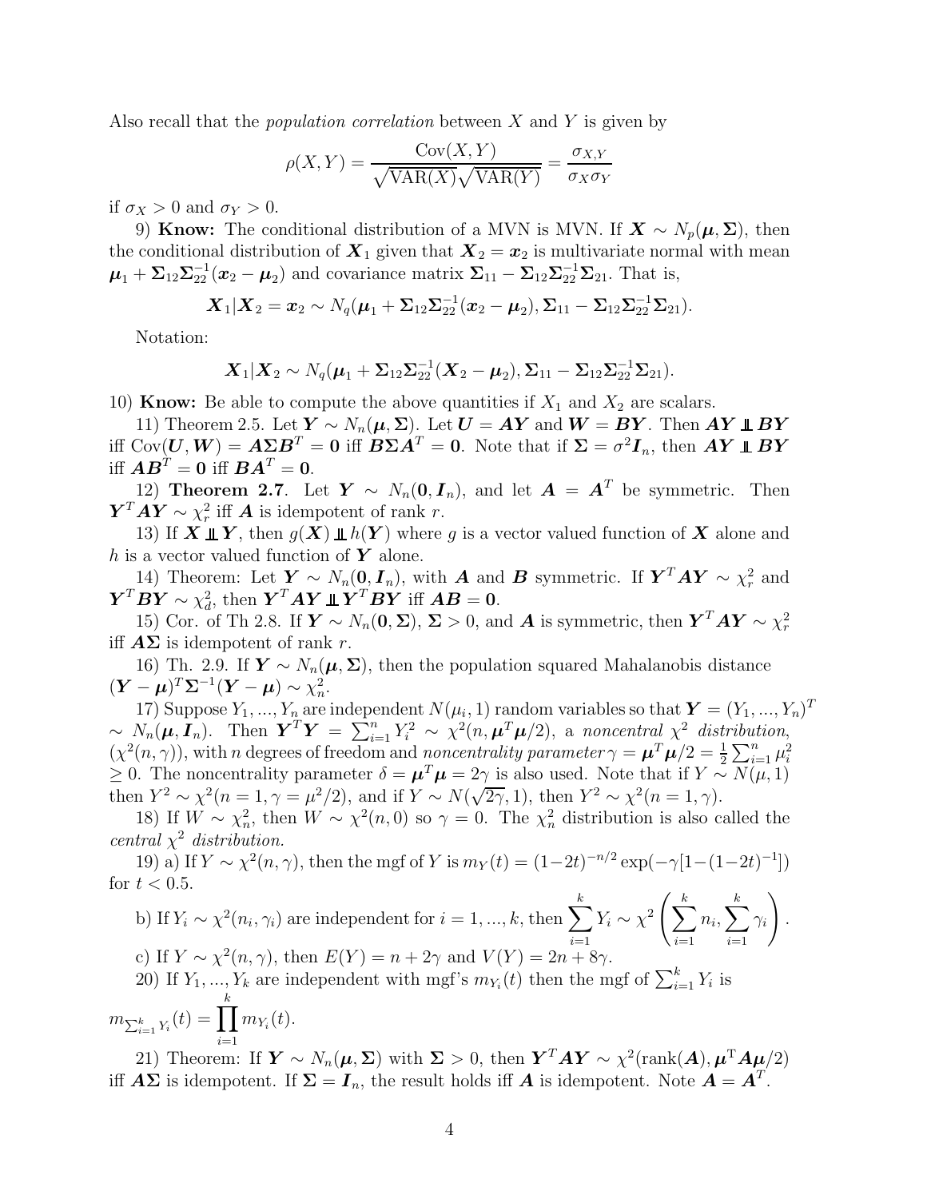Also recall that the *population correlation* between $X$ and $Y$ is given by

$$\rho(X,Y) = \frac{\text{Cov}(X,Y)}{\sqrt{\text{VAR}(X)}\sqrt{\text{VAR}(Y)}} = \frac{\sigma_{X,Y}}{\sigma_X \sigma_Y}$$

if $\sigma_X > 0$ and $\sigma_Y > 0$.

9) **Know:** The conditional distribution of a MVN is MVN. If $\boldsymbol{X} \sim N_p(\boldsymbol{\mu}, \boldsymbol{\Sigma})$, then the conditional distribution of $\boldsymbol{X}_1$ given that $\boldsymbol{X}_2 = \boldsymbol{x}_2$ is multivariate normal with mean $\boldsymbol{\mu}_1 + \boldsymbol{\Sigma}_{12}\boldsymbol{\Sigma}_{22}^{-1}(\boldsymbol{x}_2 - \boldsymbol{\mu}_2)$ and covariance matrix $\boldsymbol{\Sigma}_{11} - \boldsymbol{\Sigma}_{12}\boldsymbol{\Sigma}_{22}^{-1}\boldsymbol{\Sigma}_{21}$. That is,

$$\boldsymbol{X}_1|\boldsymbol{X}_2 = \boldsymbol{x}_2 \sim N_q(\boldsymbol{\mu}_1 + \boldsymbol{\Sigma}_{12}\boldsymbol{\Sigma}_{22}^{-1}(\boldsymbol{x}_2 - \boldsymbol{\mu}_2), \boldsymbol{\Sigma}_{11} - \boldsymbol{\Sigma}_{12}\boldsymbol{\Sigma}_{22}^{-1}\boldsymbol{\Sigma}_{21}).$$

Notation:

$$\boldsymbol{X}_1|\boldsymbol{X}_2 \sim N_q(\boldsymbol{\mu}_1 + \boldsymbol{\Sigma}_{12}\boldsymbol{\Sigma}_{22}^{-1}(\boldsymbol{X}_2 - \boldsymbol{\mu}_2), \boldsymbol{\Sigma}_{11} - \boldsymbol{\Sigma}_{12}\boldsymbol{\Sigma}_{22}^{-1}\boldsymbol{\Sigma}_{21}).$$

10) **Know:** Be able to compute the above quantities if $X_1$ and $X_2$ are scalars.

11) Theorem 2.5. Let $\boldsymbol{Y} \sim N_n(\boldsymbol{\mu}, \boldsymbol{\Sigma})$. Let $\boldsymbol{U} = \boldsymbol{AY}$ and $\boldsymbol{W} = \boldsymbol{BY}$. Then $\boldsymbol{AY} \perp\!\!\!\perp \boldsymbol{BY}$ iff $\text{Cov}(\boldsymbol{U}, \boldsymbol{W}) = \boldsymbol{A\Sigma B}^T = \boldsymbol{0}$ iff $\boldsymbol{B\Sigma A}^T = \boldsymbol{0}$. Note that if $\boldsymbol{\Sigma} = \sigma^2 \boldsymbol{I}_n$, then $\boldsymbol{AY} \perp\!\!\!\perp \boldsymbol{BY}$ iff $\boldsymbol{AB}^T = \boldsymbol{0}$ iff $\boldsymbol{BA}^T = \boldsymbol{0}$.

12) **Theorem 2.7**. Let $\boldsymbol{Y} \sim N_n(\boldsymbol{0}, \boldsymbol{I}_n)$, and let $\boldsymbol{A} = \boldsymbol{A}^T$ be symmetric. Then $\boldsymbol{Y}^T\boldsymbol{AY} \sim \chi^2_r$ iff $\boldsymbol{A}$ is idempotent of rank $r$.

13) If $\boldsymbol{X} \perp\!\!\!\perp \boldsymbol{Y}$, then $g(\boldsymbol{X}) \perp\!\!\!\perp h(\boldsymbol{Y})$ where $g$ is a vector valued function of $\boldsymbol{X}$ alone and $h$ is a vector valued function of $\boldsymbol{Y}$ alone.

14) Theorem: Let $\boldsymbol{Y} \sim N_n(\boldsymbol{0}, \boldsymbol{I}_n)$, with $\boldsymbol{A}$ and $\boldsymbol{B}$ symmetric. If $\boldsymbol{Y}^T\boldsymbol{AY} \sim \chi^2_r$ and $\boldsymbol{Y}^T\boldsymbol{BY} \sim \chi^2_d$, then $\boldsymbol{Y}^T\boldsymbol{AY} \perp\!\!\!\perp \boldsymbol{Y}^T\boldsymbol{BY}$ iff $\boldsymbol{AB} = \boldsymbol{0}$.

15) Cor. of Th 2.8. If $\boldsymbol{Y} \sim N_n(\boldsymbol{0}, \boldsymbol{\Sigma})$, $\boldsymbol{\Sigma} > 0$, and $\boldsymbol{A}$ is symmetric, then $\boldsymbol{Y}^T\boldsymbol{AY} \sim \chi^2_r$ iff $\boldsymbol{A\Sigma}$ is idempotent of rank $r$.

16) Th. 2.9. If $\boldsymbol{Y} \sim N_n(\boldsymbol{\mu}, \boldsymbol{\Sigma})$, then the population squared Mahalanobis distance $(\boldsymbol{Y} - \boldsymbol{\mu})^T\boldsymbol{\Sigma}^{-1}(\boldsymbol{Y} - \boldsymbol{\mu}) \sim \chi^2_n$.

17) Suppose $Y_1, ..., Y_n$ are independent $N(\mu_i, 1)$ random variables so that $\boldsymbol{Y} = (Y_1, ..., Y_n)^T \sim N_n(\boldsymbol{\mu}, \boldsymbol{I}_n)$. Then $\boldsymbol{Y}^T\boldsymbol{Y} = \sum_{i=1}^n Y_i^2 \sim \chi^2(n, \boldsymbol{\mu}^T\boldsymbol{\mu}/2)$, a *noncentral* $\chi^2$ *distribution*, $(\chi^2(n, \gamma))$, with $n$ degrees of freedom and *noncentrality parameter* $\gamma = \boldsymbol{\mu}^T\boldsymbol{\mu}/2 = \frac{1}{2}\sum_{i=1}^n \mu_i^2 \geq 0$. The noncentrality parameter $\delta = \boldsymbol{\mu}^T\boldsymbol{\mu} = 2\gamma$ is also used. Note that if $Y \sim N(\mu, 1)$ then $Y^2 \sim \chi^2(n = 1, \gamma = \mu^2/2)$, and if $Y \sim N(\sqrt{2\gamma}, 1)$, then $Y^2 \sim \chi^2(n = 1, \gamma)$.

18) If $W \sim \chi^2_n$, then $W \sim \chi^2(n, 0)$ so $\gamma = 0$. The $\chi^2_n$ distribution is also called the *central* $\chi^2$ *distribution.*

19) a) If $Y \sim \chi^2(n, \gamma)$, then the mgf of $Y$ is $m_Y(t) = (1-2t)^{-n/2}\exp(-\gamma[1-(1-2t)^{-1}])$ for $t < 0.5$.

b) If $Y_i \sim \chi^2(n_i, \gamma_i)$ are independent for $i = 1, ..., k$, then $\displaystyle\sum_{i=1}^k Y_i \sim \chi^2\left(\sum_{i=1}^k n_i, \sum_{i=1}^k \gamma_i\right)$.

c) If $Y \sim \chi^2(n, \gamma)$, then $E(Y) = n + 2\gamma$ and $V(Y) = 2n + 8\gamma$.

20) If $Y_1, ..., Y_k$ are independent with mgf's $m_{Y_i}(t)$ then the mgf of $\sum_{i=1}^k Y_i$ is $m_{\sum_{i=1}^k Y_i}(t) = \displaystyle\prod_{i=1}^k m_{Y_i}(t)$.

21) Theorem: If $\boldsymbol{Y} \sim N_n(\boldsymbol{\mu}, \boldsymbol{\Sigma})$ with $\boldsymbol{\Sigma} > 0$, then $\boldsymbol{Y}^T\boldsymbol{AY} \sim \chi^2(\text{rank}(\boldsymbol{A}), \boldsymbol{\mu}^T\boldsymbol{A\mu}/2)$ iff $\boldsymbol{A\Sigma}$ is idempotent. If $\boldsymbol{\Sigma} = \boldsymbol{I}_n$, the result holds iff $\boldsymbol{A}$ is idempotent. Note $\boldsymbol{A} = \boldsymbol{A}^T$.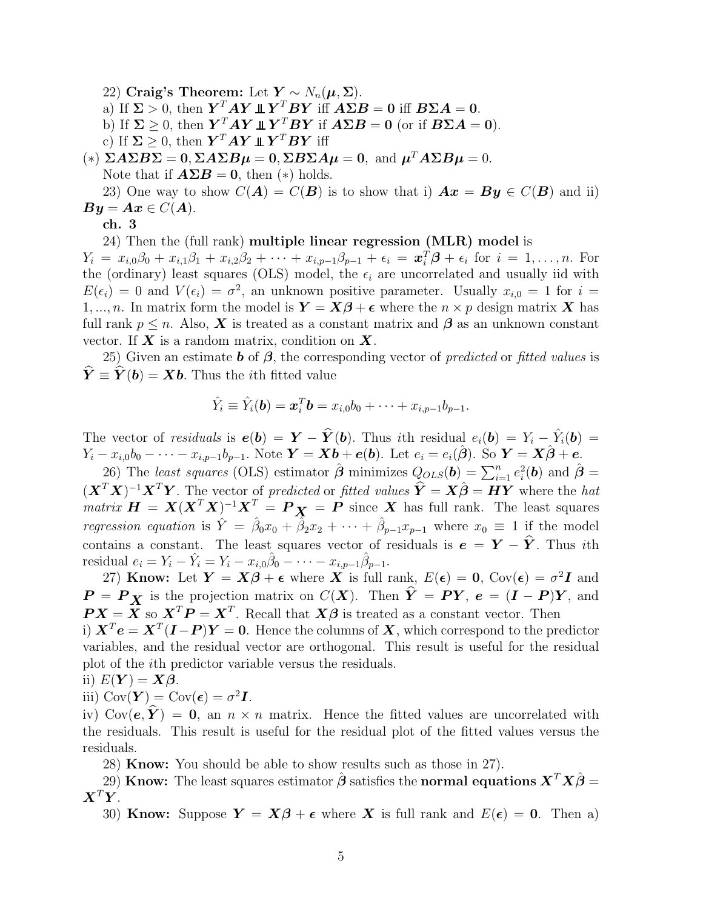22) **Craig's Theorem:** Let $\boldsymbol{Y} \sim N_n(\boldsymbol{\mu}, \boldsymbol{\Sigma})$.

a) If $\boldsymbol{\Sigma} > 0$, then $\boldsymbol{Y}^T\boldsymbol{AY} \perp\!\!\!\perp \boldsymbol{Y}^T\boldsymbol{BY}$ iff $\boldsymbol{A\Sigma B} = \boldsymbol{0}$ iff $\boldsymbol{B\Sigma A} = \boldsymbol{0}$.

b) If $\boldsymbol{\Sigma} \geq 0$, then $\boldsymbol{Y}^T\boldsymbol{AY} \perp\!\!\!\perp \boldsymbol{Y}^T\boldsymbol{BY}$ if $\boldsymbol{A\Sigma B} = \boldsymbol{0}$ (or if $\boldsymbol{B\Sigma A} = \boldsymbol{0}$).

c) If $\boldsymbol{\Sigma} \geq 0$, then $\boldsymbol{Y}^T\boldsymbol{AY} \perp\!\!\!\perp \boldsymbol{Y}^T\boldsymbol{BY}$ iff

$(*)$ $\boldsymbol{\Sigma A\Sigma B\Sigma} = \boldsymbol{0}, \boldsymbol{\Sigma A\Sigma B\mu} = \boldsymbol{0}, \boldsymbol{\Sigma B\Sigma A\mu} = \boldsymbol{0}$, and $\boldsymbol{\mu}^T\boldsymbol{A\Sigma B\mu} = 0$.

Note that if $\boldsymbol{A\Sigma B} = \boldsymbol{0}$, then $(*)$ holds.

23) One way to show $C(\boldsymbol{A}) = C(\boldsymbol{B})$ is to show that i) $\boldsymbol{Ax} = \boldsymbol{By} \in C(\boldsymbol{B})$ and ii) $\boldsymbol{By} = \boldsymbol{Ax} \in C(\boldsymbol{A})$.

**ch. 3**

24) Then the (full rank) **multiple linear regression (MLR) model** is $Y_i = x_{i,0}\beta_0 + x_{i,1}\beta_1 + x_{i,2}\beta_2 + \cdots + x_{i,p-1}\beta_{p-1} + \epsilon_i = \boldsymbol{x}_i^T\boldsymbol{\beta} + \epsilon_i$ for $i = 1, \ldots, n$. For the (ordinary) least squares (OLS) model, the $\epsilon_i$ are uncorrelated and usually iid with $E(\epsilon_i) = 0$ and $V(\epsilon_i) = \sigma^2$, an unknown positive parameter. Usually $x_{i,0} = 1$ for $i = 1, ..., n$. In matrix form the model is $\boldsymbol{Y} = \boldsymbol{X\beta} + \boldsymbol{\epsilon}$ where the $n \times p$ design matrix $\boldsymbol{X}$ has full rank $p \leq n$. Also, $\boldsymbol{X}$ is treated as a constant matrix and $\boldsymbol{\beta}$ as an unknown constant vector. If $\boldsymbol{X}$ is a random matrix, condition on $\boldsymbol{X}$.

25) Given an estimate $\boldsymbol{b}$ of $\boldsymbol{\beta}$, the corresponding vector of *predicted* or *fitted values* is $\widehat{\boldsymbol{Y}} \equiv \widehat{\boldsymbol{Y}}(\boldsymbol{b}) = \boldsymbol{Xb}$. Thus the $i$th fitted value

$$\hat{Y}_i \equiv \hat{Y}_i(\boldsymbol{b}) = \boldsymbol{x}_i^T\boldsymbol{b} = x_{i,0}b_0 + \cdots + x_{i,p-1}b_{p-1}.$$

The vector of *residuals* is $\boldsymbol{e}(\boldsymbol{b}) = \boldsymbol{Y} - \widehat{\boldsymbol{Y}}(\boldsymbol{b})$. Thus $i$th residual $e_i(\boldsymbol{b}) = Y_i - \hat{Y}_i(\boldsymbol{b}) = Y_i - x_{i,0}b_0 - \cdots - x_{i,p-1}b_{p-1}$. Note $\boldsymbol{Y} = \boldsymbol{Xb} + \boldsymbol{e}(\boldsymbol{b})$. Let $e_i = e_i(\hat{\boldsymbol{\beta}})$. So $\boldsymbol{Y} = \boldsymbol{X}\hat{\boldsymbol{\beta}} + \boldsymbol{e}$.

26) The *least squares* (OLS) estimator $\hat{\boldsymbol{\beta}}$ minimizes $Q_{OLS}(\boldsymbol{b}) = \sum_{i=1}^n e_i^2(\boldsymbol{b})$ and $\hat{\boldsymbol{\beta}} = (\boldsymbol{X}^T\boldsymbol{X})^{-1}\boldsymbol{X}^T\boldsymbol{Y}$. The vector of *predicted* or *fitted values* $\widehat{\boldsymbol{Y}} = \boldsymbol{X}\hat{\boldsymbol{\beta}} = \boldsymbol{HY}$ where the *hat matrix* $\boldsymbol{H} = \boldsymbol{X}(\boldsymbol{X}^T\boldsymbol{X})^{-1}\boldsymbol{X}^T = \boldsymbol{P}_{\boldsymbol{X}} = \boldsymbol{P}$ since $\boldsymbol{X}$ has full rank. The least squares *regression equation* is $\hat{Y} = \hat{\beta}_0 x_0 + \hat{\beta}_2 x_2 + \cdots + \hat{\beta}_{p-1}x_{p-1}$ where $x_0 \equiv 1$ if the model contains a constant. The least squares vector of residuals is $\boldsymbol{e} = \boldsymbol{Y} - \widehat{\boldsymbol{Y}}$. Thus $i$th residual $e_i = Y_i - \hat{Y}_i = Y_i - x_{i,0}\hat{\beta}_0 - \cdots - x_{i,p-1}\hat{\beta}_{p-1}$.

27) **Know:** Let $\boldsymbol{Y} = \boldsymbol{X\beta} + \boldsymbol{\epsilon}$ where $\boldsymbol{X}$ is full rank, $E(\boldsymbol{\epsilon}) = \boldsymbol{0}$, $\text{Cov}(\boldsymbol{\epsilon}) = \sigma^2\boldsymbol{I}$ and $\boldsymbol{P} = \boldsymbol{P}_{\boldsymbol{X}}$ is the projection matrix on $C(\boldsymbol{X})$. Then $\widehat{\boldsymbol{Y}} = \boldsymbol{PY}$, $\boldsymbol{e} = (\boldsymbol{I} - \boldsymbol{P})\boldsymbol{Y}$, and $\boldsymbol{PX} = \boldsymbol{X}$ so $\boldsymbol{X}^T\boldsymbol{P} = \boldsymbol{X}^T$. Recall that $\boldsymbol{X\beta}$ is treated as a constant vector. Then

i) $\boldsymbol{X}^T\boldsymbol{e} = \boldsymbol{X}^T(\boldsymbol{I} - \boldsymbol{P})\boldsymbol{Y} = \boldsymbol{0}$. Hence the columns of $\boldsymbol{X}$, which correspond to the predictor variables, and the residual vector are orthogonal. This result is useful for the residual plot of the $i$th predictor variable versus the residuals.

ii) $E(\boldsymbol{Y}) = \boldsymbol{X\beta}$.

iii) $\text{Cov}(\boldsymbol{Y}) = \text{Cov}(\boldsymbol{\epsilon}) = \sigma^2\boldsymbol{I}$.

iv) $\text{Cov}(\boldsymbol{e}, \widehat{\boldsymbol{Y}}) = \boldsymbol{0}$, an $n \times n$ matrix. Hence the fitted values are uncorrelated with the residuals. This result is useful for the residual plot of the fitted values versus the residuals.

28) **Know:** You should be able to show results such as those in 27).

29) **Know:** The least squares estimator $\hat{\boldsymbol{\beta}}$ satisfies the **normal equations** $\boldsymbol{X}^T\boldsymbol{X}\hat{\boldsymbol{\beta}} = \boldsymbol{X}^T\boldsymbol{Y}$.

30) **Know:** Suppose $\boldsymbol{Y} = \boldsymbol{X\beta} + \boldsymbol{\epsilon}$ where $\boldsymbol{X}$ is full rank and $E(\boldsymbol{\epsilon}) = \boldsymbol{0}$. Then a)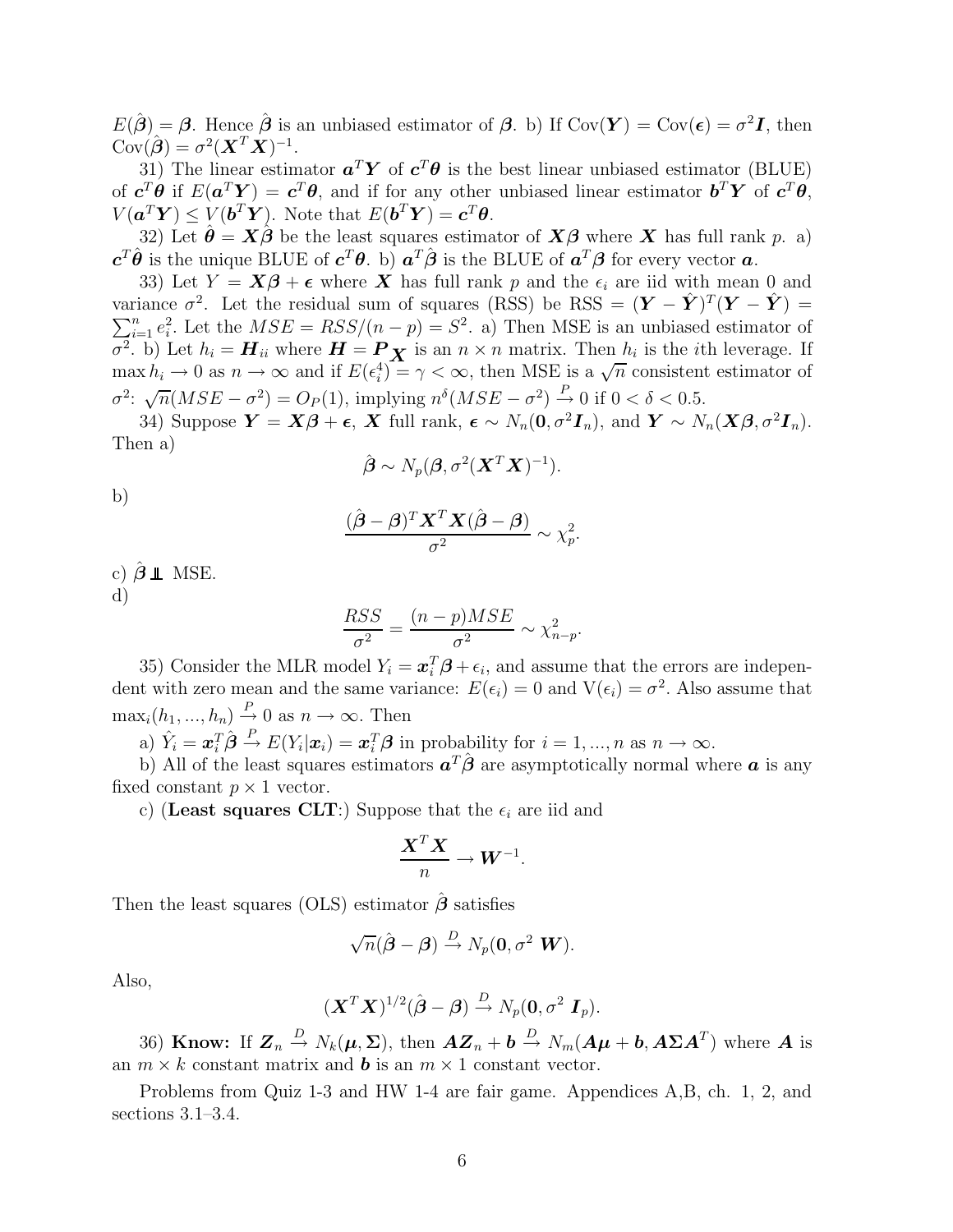$E(\hat{\boldsymbol{\beta}}) = \boldsymbol{\beta}$. Hence $\hat{\boldsymbol{\beta}}$ is an unbiased estimator of $\boldsymbol{\beta}$. b) If $\text{Cov}(\boldsymbol{Y}) = \text{Cov}(\boldsymbol{\epsilon}) = \sigma^2 \boldsymbol{I}$, then $\text{Cov}(\hat{\boldsymbol{\beta}}) = \sigma^2 (\boldsymbol{X}^T \boldsymbol{X})^{-1}$.

31) The linear estimator $\boldsymbol{a}^T \boldsymbol{Y}$ of $\boldsymbol{c}^T \boldsymbol{\theta}$ is the best linear unbiased estimator (BLUE) of $\boldsymbol{c}^T \boldsymbol{\theta}$ if $E(\boldsymbol{a}^T \boldsymbol{Y}) = \boldsymbol{c}^T \boldsymbol{\theta}$, and if for any other unbiased linear estimator $\boldsymbol{b}^T \boldsymbol{Y}$ of $\boldsymbol{c}^T \boldsymbol{\theta}$, $V(\boldsymbol{a}^T \boldsymbol{Y}) \leq V(\boldsymbol{b}^T \boldsymbol{Y})$. Note that $E(\boldsymbol{b}^T \boldsymbol{Y}) = \boldsymbol{c}^T \boldsymbol{\theta}$.

32) Let $\hat{\boldsymbol{\theta}} = \boldsymbol{X} \hat{\boldsymbol{\beta}}$ be the least squares estimator of $\boldsymbol{X}\boldsymbol{\beta}$ where $\boldsymbol{X}$ has full rank $p$. a) $\boldsymbol{c}^T \hat{\boldsymbol{\theta}}$ is the unique BLUE of $\boldsymbol{c}^T \boldsymbol{\theta}$. b) $\boldsymbol{a}^T \hat{\boldsymbol{\beta}}$ is the BLUE of $\boldsymbol{a}^T \boldsymbol{\beta}$ for every vector $\boldsymbol{a}$.

33) Let $Y = \boldsymbol{X}\boldsymbol{\beta} + \boldsymbol{\epsilon}$ where $\boldsymbol{X}$ has full rank $p$ and the $\epsilon_i$ are iid with mean 0 and variance $\sigma^2$. Let the residual sum of squares (RSS) be RSS $= (\boldsymbol{Y} - \hat{\boldsymbol{Y}})^T (\boldsymbol{Y} - \hat{\boldsymbol{Y}}) = \sum_{i=1}^n e_i^2$. Let the $MSE = RSS/(n-p) = S^2$. a) Then MSE is an unbiased estimator of $\sigma^2$. b) Let $h_i = \boldsymbol{H}_{ii}$ where $\boldsymbol{H} = \boldsymbol{P}_{\boldsymbol{X}}$ is an $n \times n$ matrix. Then $h_i$ is the $i$th leverage. If $\max h_i \to 0$ as $n \to \infty$ and if $E(\epsilon_i^4) = \gamma < \infty$, then MSE is a $\sqrt{n}$ consistent estimator of $\sigma^2$: $\sqrt{n}(MSE - \sigma^2) = O_P(1)$, implying $n^\delta (MSE - \sigma^2) \xrightarrow{P} 0$ if $0 < \delta < 0.5$.

34) Suppose $\boldsymbol{Y} = \boldsymbol{X}\boldsymbol{\beta} + \boldsymbol{\epsilon}$, $\boldsymbol{X}$ full rank, $\boldsymbol{\epsilon} \sim N_n(\boldsymbol{0}, \sigma^2 \boldsymbol{I}_n)$, and $\boldsymbol{Y} \sim N_n(\boldsymbol{X}\boldsymbol{\beta}, \sigma^2 \boldsymbol{I}_n)$. Then a)

$$\hat{\boldsymbol{\beta}} \sim N_p(\boldsymbol{\beta}, \sigma^2 (\boldsymbol{X}^T \boldsymbol{X})^{-1}).$$

b)

$$\frac{(\hat{\boldsymbol{\beta}} - \boldsymbol{\beta})^T \boldsymbol{X}^T \boldsymbol{X} (\hat{\boldsymbol{\beta}} - \boldsymbol{\beta})}{\sigma^2} \sim \chi_p^2.$$

c) $\hat{\boldsymbol{\beta}} \perp\!\!\!\perp$ MSE.

d)

$$\frac{RSS}{\sigma^2} = \frac{(n-p)MSE}{\sigma^2} \sim \chi_{n-p}^2.$$

35) Consider the MLR model $Y_i = \boldsymbol{x}_i^T \boldsymbol{\beta} + \epsilon_i$, and assume that the errors are independent with zero mean and the same variance: $E(\epsilon_i) = 0$ and $\text{V}(\epsilon_i) = \sigma^2$. Also assume that $\max_i(h_1, ..., h_n) \xrightarrow{P} 0$ as $n \to \infty$. Then

a) $\hat{Y}_i = \boldsymbol{x}_i^T \hat{\boldsymbol{\beta}} \xrightarrow{P} E(Y_i | \boldsymbol{x}_i) = \boldsymbol{x}_i^T \boldsymbol{\beta}$ in probability for $i = 1, ..., n$ as $n \to \infty$.

b) All of the least squares estimators $\boldsymbol{a}^T \hat{\boldsymbol{\beta}}$ are asymptotically normal where $\boldsymbol{a}$ is any fixed constant $p \times 1$ vector.

c) (**Least squares CLT**:) Suppose that the $\epsilon_i$ are iid and

$$\frac{\boldsymbol{X}^T \boldsymbol{X}}{n} \to \boldsymbol{W}^{-1}.$$

Then the least squares (OLS) estimator $\hat{\boldsymbol{\beta}}$ satisfies

$$\sqrt{n}(\hat{\boldsymbol{\beta}} - \boldsymbol{\beta}) \xrightarrow{D} N_p(\boldsymbol{0}, \sigma^2 \ \boldsymbol{W}).$$

Also,

$$(\boldsymbol{X}^T \boldsymbol{X})^{1/2} (\hat{\boldsymbol{\beta}} - \boldsymbol{\beta}) \xrightarrow{D} N_p(\boldsymbol{0}, \sigma^2 \ \boldsymbol{I}_p).$$

36) **Know:** If $\boldsymbol{Z}_n \xrightarrow{D} N_k(\boldsymbol{\mu}, \boldsymbol{\Sigma})$, then $\boldsymbol{A}\boldsymbol{Z}_n + \boldsymbol{b} \xrightarrow{D} N_m(\boldsymbol{A}\boldsymbol{\mu} + \boldsymbol{b}, \boldsymbol{A}\boldsymbol{\Sigma}\boldsymbol{A}^T)$ where $\boldsymbol{A}$ is an $m \times k$ constant matrix and $\boldsymbol{b}$ is an $m \times 1$ constant vector.

Problems from Quiz 1-3 and HW 1-4 are fair game. Appendices A,B, ch. 1, 2, and sections 3.1–3.4.